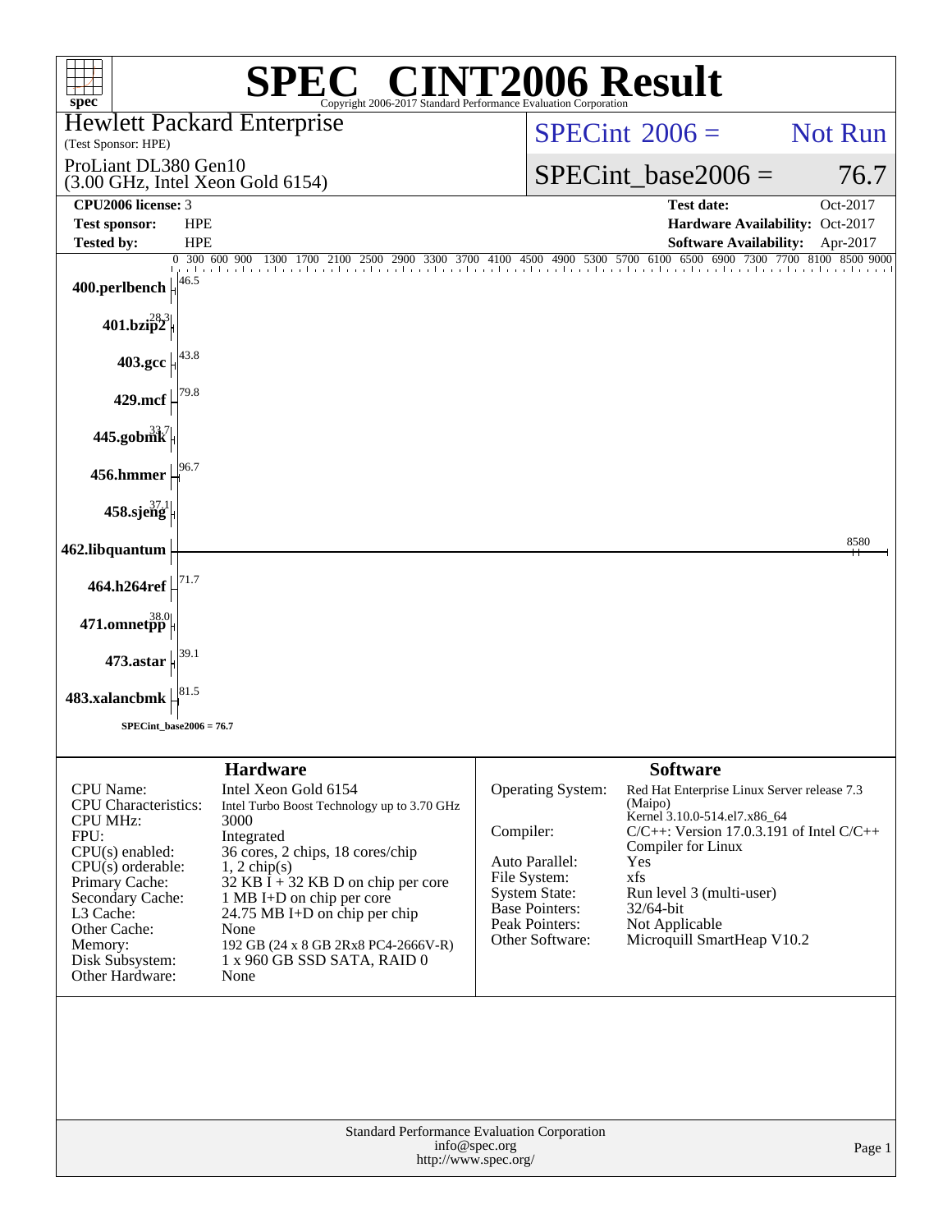# SPEC® CINT2006 Result

Copyright 2006-2017 Standard Performance Evaluation Corporation

**Hewlett Packard Enterprise**
(Test Sponsor: HPE)

ProLiant DL380 Gen10
(3.00 GHz, Intel Xeon Gold 6154)

SPECint 2006 = Not Run

SPECint_base2006 = 76.7

| | | | |
|---|---|---|---|
| **CPU2006 license:** | 3 | **Test date:** | Oct-2017 |
| **Test sponsor:** | HPE | **Hardware Availability:** | Oct-2017 |
| **Tested by:** | HPE | **Software Availability:** | Apr-2017 |

| Benchmark | Base Ratio |
|---|---|
| 400.perlbench | 46.5 |
| 401.bzip2 | 28.3 |
| 403.gcc | 43.8 |
| 429.mcf | 79.8 |
| 445.gobmk | 33.7 |
| 456.hmmer | 96.7 |
| 458.sjeng | 37.1 |
| 462.libquantum | 8580 |
| 464.h264ref | 71.7 |
| 471.omnetpp | 38.0 |
| 473.astar | 39.1 |
| 483.xalancbmk | 81.5 |

SPECint_base2006 = 76.7

## Hardware

| | |
|---|---|
| CPU Name: | Intel Xeon Gold 6154 |
| CPU Characteristics: | Intel Turbo Boost Technology up to 3.70 GHz |
| CPU MHz: | 3000 |
| FPU: | Integrated |
| CPU(s) enabled: | 36 cores, 2 chips, 18 cores/chip |
| CPU(s) orderable: | 1, 2 chip(s) |
| Primary Cache: | 32 KB I + 32 KB D on chip per core |
| Secondary Cache: | 1 MB I+D on chip per core |
| L3 Cache: | 24.75 MB I+D on chip per chip |
| Other Cache: | None |
| Memory: | 192 GB (24 x 8 GB 2Rx8 PC4-2666V-R) |
| Disk Subsystem: | 1 x 960 GB SSD SATA, RAID 0 |
| Other Hardware: | None |

## Software

| | |
|---|---|
| Operating System: | Red Hat Enterprise Linux Server release 7.3 (Maipo) Kernel 3.10.0-514.el7.x86_64 |
| Compiler: | C/C++: Version 17.0.3.191 of Intel C/C++ Compiler for Linux |
| Auto Parallel: | Yes |
| File System: | xfs |
| System State: | Run level 3 (multi-user) |
| Base Pointers: | 32/64-bit |
| Peak Pointers: | Not Applicable |
| Other Software: | Microquill SmartHeap V10.2 |

Standard Performance Evaluation Corporation
info@spec.org
http://www.spec.org/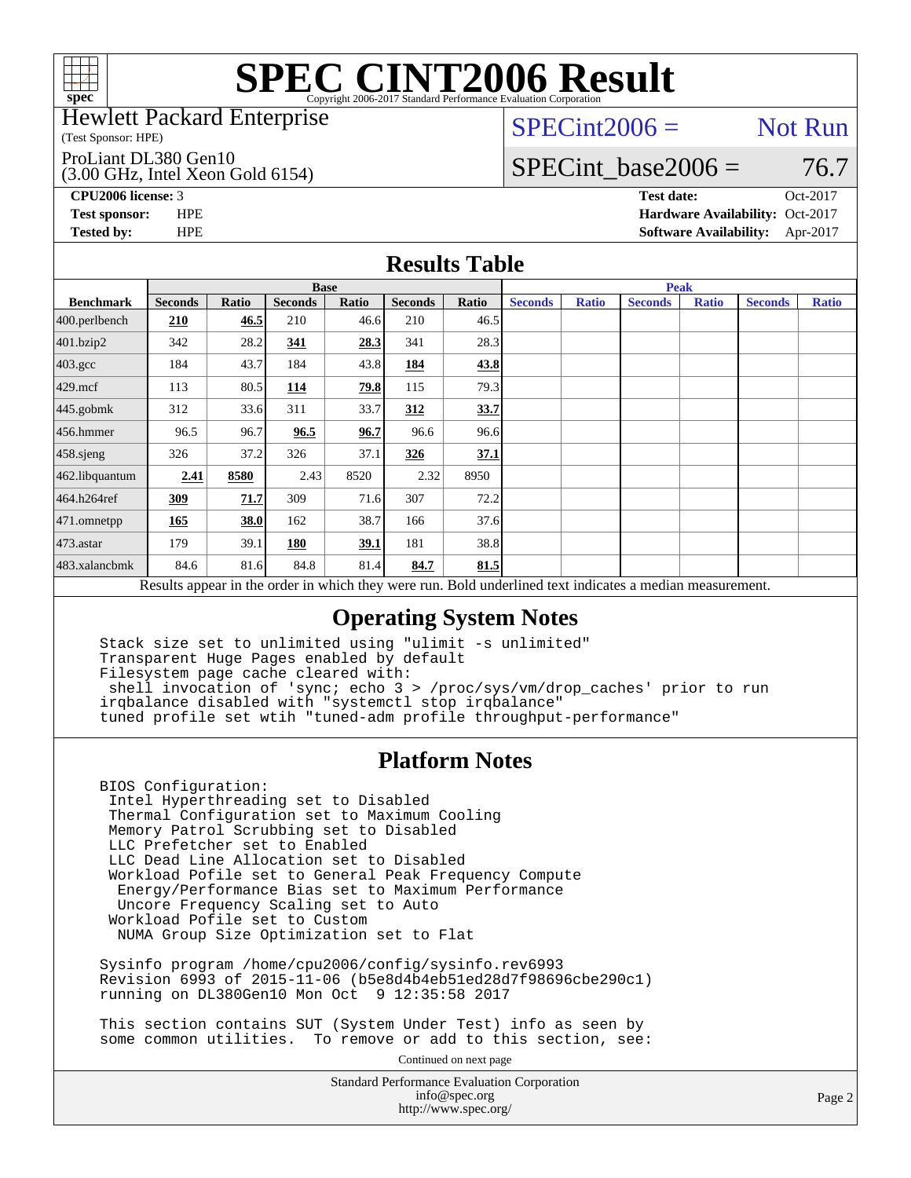# SPEC CINT2006 Result

Copyright 2006-2017 Standard Performance Evaluation Corporation

Hewlett Packard Enterprise
(Test Sponsor: HPE)

ProLiant DL380 Gen10
(3.00 GHz, Intel Xeon Gold 6154)

SPECint2006 = Not Run

SPECint_base2006 = 76.7

| | | | |
|---|---|---|---|
| **CPU2006 license:** 3 | | **Test date:** | Oct-2017 |
| **Test sponsor:** | HPE | **Hardware Availability:** | Oct-2017 |
| **Tested by:** | HPE | **Software Availability:** | Apr-2017 |

## Results Table

| | Base | | | | | | Peak | | | | | |
|---|---|---|---|---|---|---|---|---|---|---|---|---|
| **Benchmark** | **Seconds** | **Ratio** | **Seconds** | **Ratio** | **Seconds** | **Ratio** | **Seconds** | **Ratio** | **Seconds** | **Ratio** | **Seconds** | **Ratio** |
| 400.perlbench | **210** | **46.5** | 210 | 46.6 | 210 | 46.5 | | | | | | |
| 401.bzip2 | 342 | 28.2 | **341** | **28.3** | 341 | 28.3 | | | | | | |
| 403.gcc | 184 | 43.7 | 184 | 43.8 | **184** | **43.8** | | | | | | |
| 429.mcf | 113 | 80.5 | **114** | **79.8** | 115 | 79.3 | | | | | | |
| 445.gobmk | 312 | 33.6 | 311 | 33.7 | **312** | **33.7** | | | | | | |
| 456.hmmer | 96.5 | 96.7 | **96.5** | **96.7** | 96.6 | 96.6 | | | | | | |
| 458.sjeng | 326 | 37.2 | 326 | 37.1 | **326** | **37.1** | | | | | | |
| 462.libquantum | **2.41** | **8580** | 2.43 | 8520 | 2.32 | 8950 | | | | | | |
| 464.h264ref | **309** | **71.7** | 309 | 71.6 | 307 | 72.2 | | | | | | |
| 471.omnetpp | **165** | **38.0** | 162 | 38.7 | 166 | 37.6 | | | | | | |
| 473.astar | 179 | 39.1 | **180** | **39.1** | 181 | 38.8 | | | | | | |
| 483.xalancbmk | 84.6 | 81.6 | 84.8 | 81.4 | **84.7** | **81.5** | | | | | | |

Results appear in the order in which they were run. Bold underlined text indicates a median measurement.

## Operating System Notes

```
Stack size set to unlimited using "ulimit -s unlimited"
Transparent Huge Pages enabled by default
Filesystem page cache cleared with:
 shell invocation of 'sync; echo 3 > /proc/sys/vm/drop_caches' prior to run
irqbalance disabled with "systemctl stop irqbalance"
tuned profile set wtih "tuned-adm profile throughput-performance"
```

## Platform Notes

```
BIOS Configuration:
 Intel Hyperthreading set to Disabled
 Thermal Configuration set to Maximum Cooling
 Memory Patrol Scrubbing set to Disabled
 LLC Prefetcher set to Enabled
 LLC Dead Line Allocation set to Disabled
 Workload Pofile set to General Peak Frequency Compute
  Energy/Performance Bias set to Maximum Performance
  Uncore Frequency Scaling set to Auto
 Workload Pofile set to Custom
  NUMA Group Size Optimization set to Flat

Sysinfo program /home/cpu2006/config/sysinfo.rev6993
Revision 6993 of 2015-11-06 (b5e8d4b4eb51ed28d7f98696cbe290c1)
running on DL380Gen10 Mon Oct  9 12:35:58 2017

This section contains SUT (System Under Test) info as seen by
some common utilities.  To remove or add to this section, see:
```

Continued on next page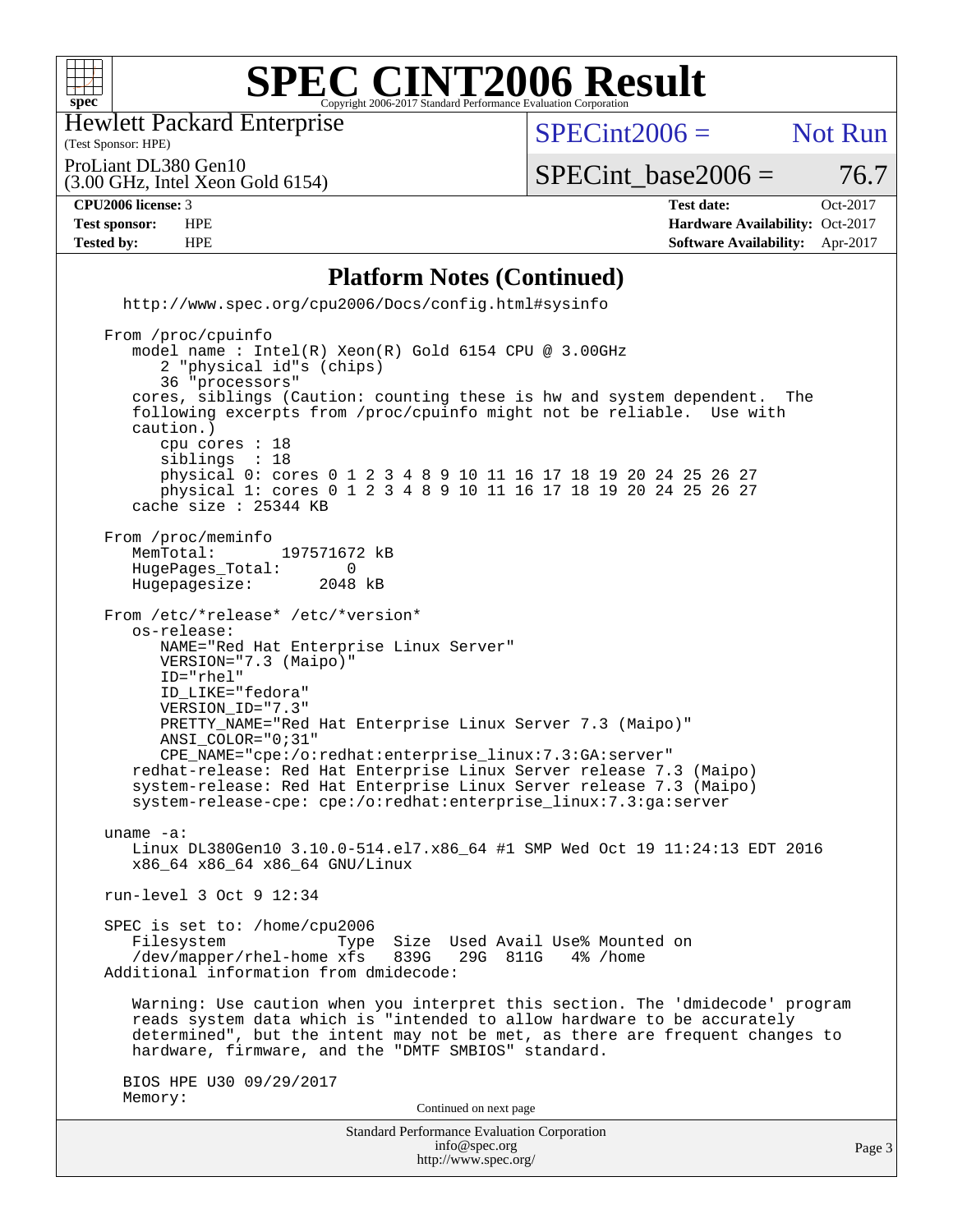# SPEC CINT2006 Result

Copyright 2006-2017 Standard Performance Evaluation Corporation

Hewlett Packard Enterprise
(Test Sponsor: HPE)

ProLiant DL380 Gen10
(3.00 GHz, Intel Xeon Gold 6154)

SPECint2006 = Not Run

SPECint_base2006 = 76.7

| | | | |
|---|---|---|---|
| **CPU2006 license:** | 3 | **Test date:** | Oct-2017 |
| **Test sponsor:** | HPE | **Hardware Availability:** | Oct-2017 |
| **Tested by:** | HPE | **Software Availability:** | Apr-2017 |

## Platform Notes (Continued)

```
   http://www.spec.org/cpu2006/Docs/config.html#sysinfo

 From /proc/cpuinfo
    model name : Intel(R) Xeon(R) Gold 6154 CPU @ 3.00GHz
       2 "physical id"s (chips)
       36 "processors"
    cores, siblings (Caution: counting these is hw and system dependent.  The
    following excerpts from /proc/cpuinfo might not be reliable.  Use with
    caution.)
       cpu cores : 18
       siblings  : 18
       physical 0: cores 0 1 2 3 4 8 9 10 11 16 17 18 19 20 24 25 26 27
       physical 1: cores 0 1 2 3 4 8 9 10 11 16 17 18 19 20 24 25 26 27
    cache size : 25344 KB

 From /proc/meminfo
    MemTotal:       197571672 kB
    HugePages_Total:        0
    Hugepagesize:        2048 kB

 From /etc/*release* /etc/*version*
    os-release:
       NAME="Red Hat Enterprise Linux Server"
       VERSION="7.3 (Maipo)"
       ID="rhel"
       ID_LIKE="fedora"
       VERSION_ID="7.3"
       PRETTY_NAME="Red Hat Enterprise Linux Server 7.3 (Maipo)"
       ANSI_COLOR="0;31"
       CPE_NAME="cpe:/o:redhat:enterprise_linux:7.3:GA:server"
    redhat-release: Red Hat Enterprise Linux Server release 7.3 (Maipo)
    system-release: Red Hat Enterprise Linux Server release 7.3 (Maipo)
    system-release-cpe: cpe:/o:redhat:enterprise_linux:7.3:ga:server

 uname -a:
    Linux DL380Gen10 3.10.0-514.el7.x86_64 #1 SMP Wed Oct 19 11:24:13 EDT 2016
    x86_64 x86_64 x86_64 GNU/Linux

 run-level 3 Oct 9 12:34

 SPEC is set to: /home/cpu2006
    Filesystem            Type  Size  Used Avail Use% Mounted on
    /dev/mapper/rhel-home xfs   839G   29G  811G   4% /home
 Additional information from dmidecode:

    Warning: Use caution when you interpret this section. The 'dmidecode' program
    reads system data which is "intended to allow hardware to be accurately
    determined", but the intent may not be met, as there are frequent changes to
    hardware, firmware, and the "DMTF SMBIOS" standard.

   BIOS HPE U30 09/29/2017
   Memory:
```

Continued on next page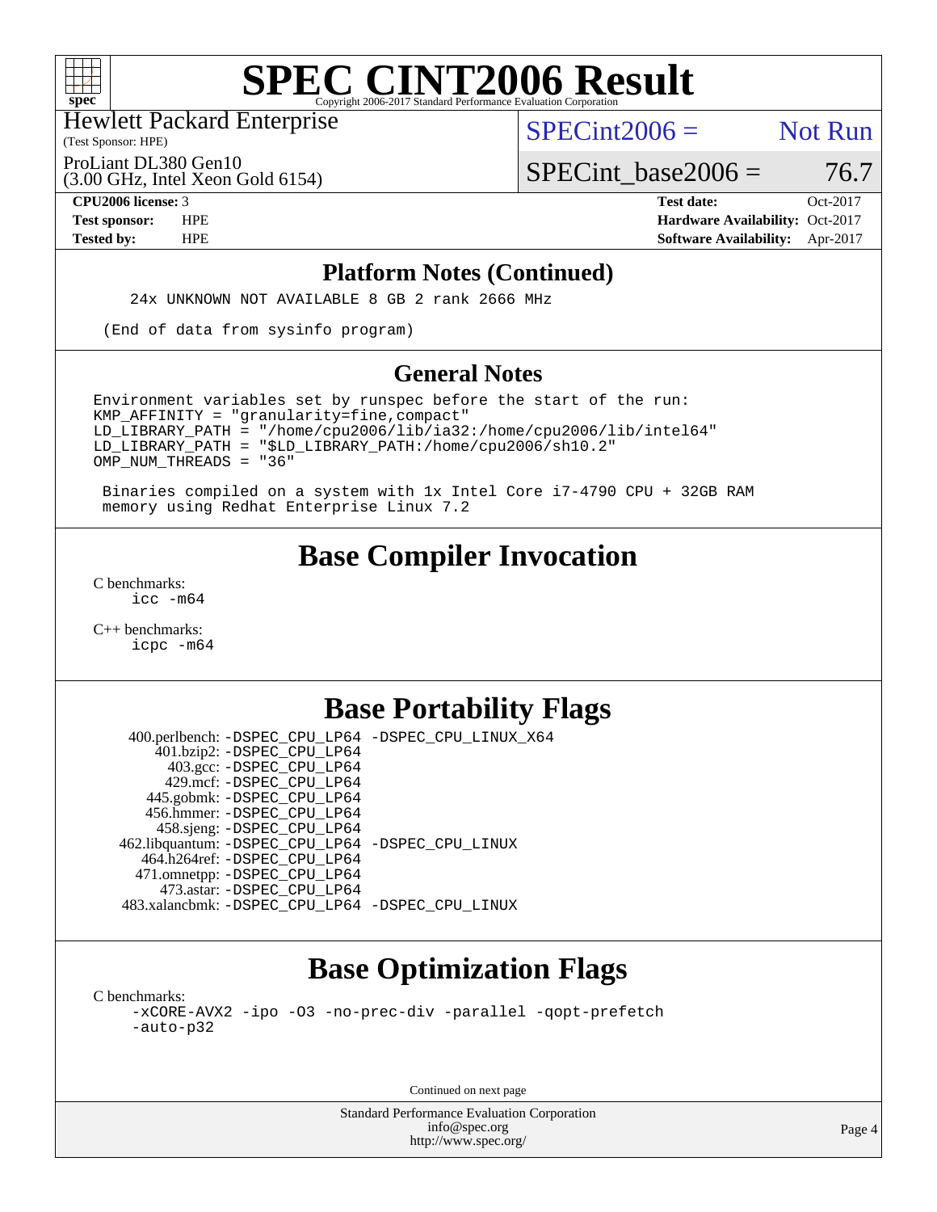## Platform Notes (Continued)

```
24x UNKNOWN NOT AVAILABLE 8 GB 2 rank 2666 MHz

(End of data from sysinfo program)
```

## General Notes

```
Environment variables set by runspec before the start of the run:
KMP_AFFINITY = "granularity=fine,compact"
LD_LIBRARY_PATH = "/home/cpu2006/lib/ia32:/home/cpu2006/lib/intel64"
LD_LIBRARY_PATH = "$LD_LIBRARY_PATH:/home/cpu2006/sh10.2"
OMP_NUM_THREADS = "36"

 Binaries compiled on a system with 1x Intel Core i7-4790 CPU + 32GB RAM
 memory using Redhat Enterprise Linux 7.2
```

# Base Compiler Invocation

C benchmarks:
```
icc -m64
```

C++ benchmarks:
```
icpc -m64
```

# Base Portability Flags

| Benchmark | Flags |
|---|---|
| 400.perlbench: | -DSPEC_CPU_LP64 -DSPEC_CPU_LINUX_X64 |
| 401.bzip2: | -DSPEC_CPU_LP64 |
| 403.gcc: | -DSPEC_CPU_LP64 |
| 429.mcf: | -DSPEC_CPU_LP64 |
| 445.gobmk: | -DSPEC_CPU_LP64 |
| 456.hmmer: | -DSPEC_CPU_LP64 |
| 458.sjeng: | -DSPEC_CPU_LP64 |
| 462.libquantum: | -DSPEC_CPU_LP64 -DSPEC_CPU_LINUX |
| 464.h264ref: | -DSPEC_CPU_LP64 |
| 471.omnetpp: | -DSPEC_CPU_LP64 |
| 473.astar: | -DSPEC_CPU_LP64 |
| 483.xalancbmk: | -DSPEC_CPU_LP64 -DSPEC_CPU_LINUX |

# Base Optimization Flags

C benchmarks:
```
-xCORE-AVX2 -ipo -O3 -no-prec-div -parallel -qopt-prefetch
-auto-p32
```

Continued on next page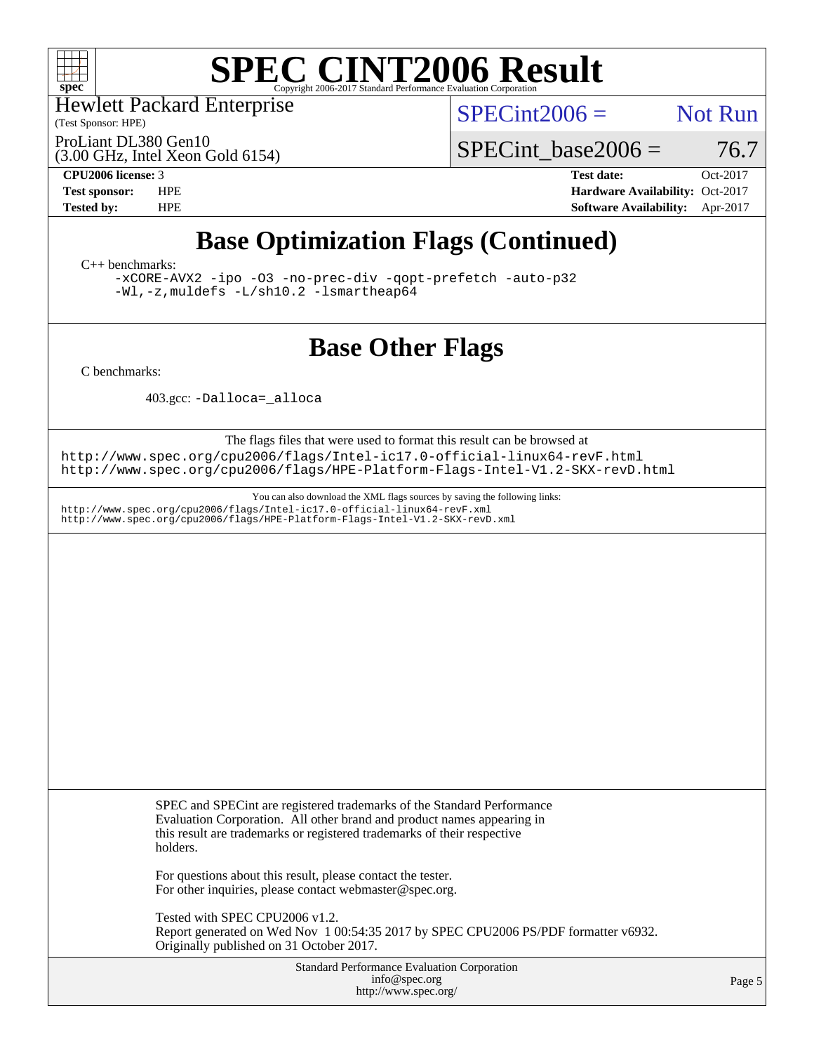# Base Optimization Flags (Continued)

C++ benchmarks:

```
-xCORE-AVX2 -ipo -O3 -no-prec-div -qopt-prefetch -auto-p32
-Wl,-z,muldefs -L/sh10.2 -lsmartheap64
```

# Base Other Flags

C benchmarks:

403.gcc: `-Dalloca=_alloca`

The flags files that were used to format this result can be browsed at
http://www.spec.org/cpu2006/flags/Intel-ic17.0-official-linux64-revF.html
http://www.spec.org/cpu2006/flags/HPE-Platform-Flags-Intel-V1.2-SKX-revD.html

You can also download the XML flags sources by saving the following links:
http://www.spec.org/cpu2006/flags/Intel-ic17.0-official-linux64-revF.xml
http://www.spec.org/cpu2006/flags/HPE-Platform-Flags-Intel-V1.2-SKX-revD.xml

SPEC and SPECint are registered trademarks of the Standard Performance Evaluation Corporation. All other brand and product names appearing in this result are trademarks or registered trademarks of their respective holders.

For questions about this result, please contact the tester.
For other inquiries, please contact webmaster@spec.org.

Tested with SPEC CPU2006 v1.2.
Report generated on Wed Nov 1 00:54:35 2017 by SPEC CPU2006 PS/PDF formatter v6932.
Originally published on 31 October 2017.